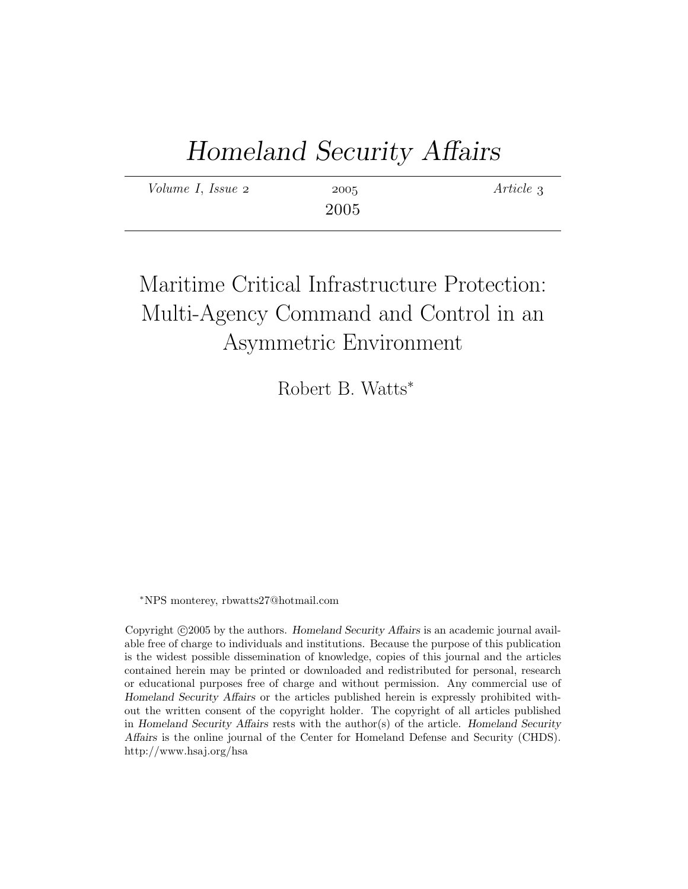# *Homeland Security Affairs*

*Volume I, Issue 2* 2005 *Article 3*

2005

## Maritime Critical Infrastructure Protection: Multi-Agency Command and Control in an Asymmetric Environment

Robert B. Watts[*]

[*]NPS monterey, rbwatts27@hotmail.com

Copyright ©2005 by the authors. *Homeland Security Affairs* is an academic journal available free of charge to individuals and institutions. Because the purpose of this publication is the widest possible dissemination of knowledge, copies of this journal and the articles contained herein may be printed or downloaded and redistributed for personal, research or educational purposes free of charge and without permission. Any commercial use of *Homeland Security Affairs* or the articles published herein is expressly prohibited without the written consent of the copyright holder. The copyright of all articles published in *Homeland Security Affairs* rests with the author(s) of the article. *Homeland Security Affairs* is the online journal of the Center for Homeland Defense and Security (CHDS). http://www.hsaj.org/hsa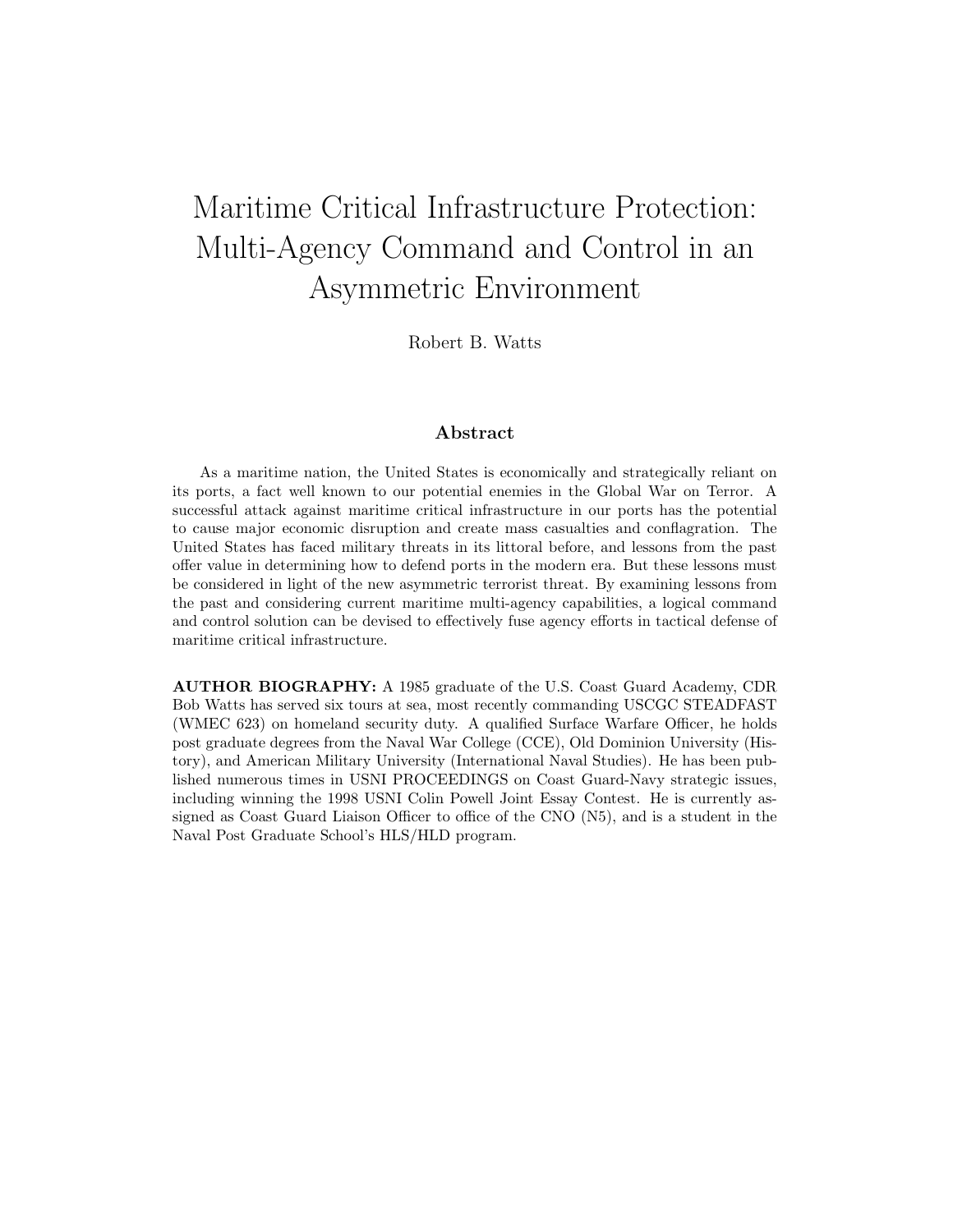# Maritime Critical Infrastructure Protection: Multi-Agency Command and Control in an Asymmetric Environment

Robert B. Watts

## Abstract

As a maritime nation, the United States is economically and strategically reliant on its ports, a fact well known to our potential enemies in the Global War on Terror. A successful attack against maritime critical infrastructure in our ports has the potential to cause major economic disruption and create mass casualties and conflagration. The United States has faced military threats in its littoral before, and lessons from the past offer value in determining how to defend ports in the modern era. But these lessons must be considered in light of the new asymmetric terrorist threat. By examining lessons from the past and considering current maritime multi-agency capabilities, a logical command and control solution can be devised to effectively fuse agency efforts in tactical defense of maritime critical infrastructure.

**AUTHOR BIOGRAPHY:** A 1985 graduate of the U.S. Coast Guard Academy, CDR Bob Watts has served six tours at sea, most recently commanding USCGC STEADFAST (WMEC 623) on homeland security duty. A qualified Surface Warfare Officer, he holds post graduate degrees from the Naval War College (CCE), Old Dominion University (History), and American Military University (International Naval Studies). He has been published numerous times in USNI PROCEEDINGS on Coast Guard-Navy strategic issues, including winning the 1998 USNI Colin Powell Joint Essay Contest. He is currently assigned as Coast Guard Liaison Officer to office of the CNO (N5), and is a student in the Naval Post Graduate School's HLS/HLD program.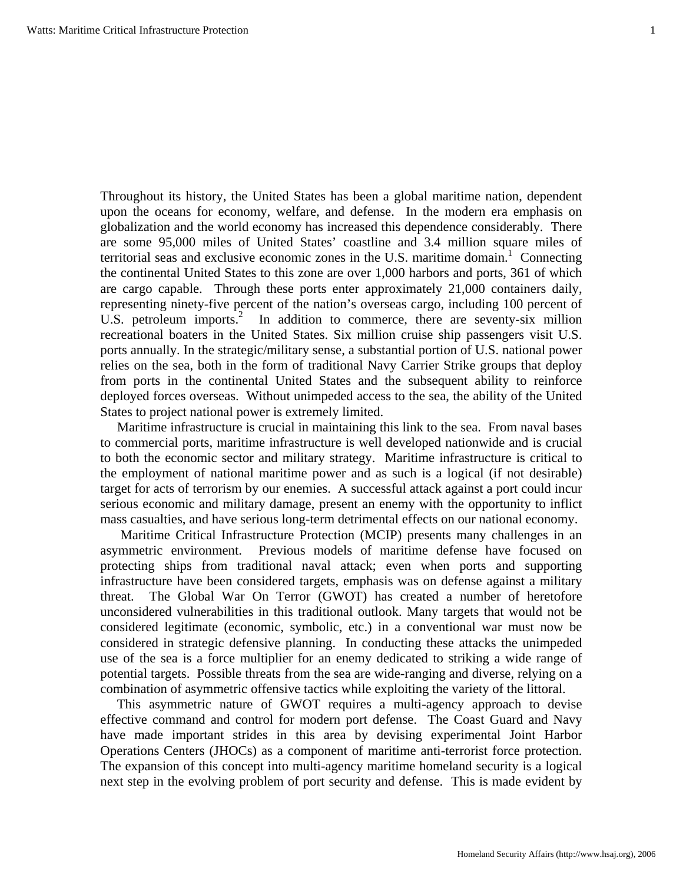Throughout its history, the United States has been a global maritime nation, dependent upon the oceans for economy, welfare, and defense. In the modern era emphasis on globalization and the world economy has increased this dependence considerably. There are some 95,000 miles of United States' coastline and 3.4 million square miles of territorial seas and exclusive economic zones in the U.S. maritime domain.[1] Connecting the continental United States to this zone are over 1,000 harbors and ports, 361 of which are cargo capable. Through these ports enter approximately 21,000 containers daily, representing ninety-five percent of the nation's overseas cargo, including 100 percent of U.S. petroleum imports.[2] In addition to commerce, there are seventy-six million recreational boaters in the United States. Six million cruise ship passengers visit U.S. ports annually. In the strategic/military sense, a substantial portion of U.S. national power relies on the sea, both in the form of traditional Navy Carrier Strike groups that deploy from ports in the continental United States and the subsequent ability to reinforce deployed forces overseas. Without unimpeded access to the sea, the ability of the United States to project national power is extremely limited.

Maritime infrastructure is crucial in maintaining this link to the sea. From naval bases to commercial ports, maritime infrastructure is well developed nationwide and is crucial to both the economic sector and military strategy. Maritime infrastructure is critical to the employment of national maritime power and as such is a logical (if not desirable) target for acts of terrorism by our enemies. A successful attack against a port could incur serious economic and military damage, present an enemy with the opportunity to inflict mass casualties, and have serious long-term detrimental effects on our national economy.

Maritime Critical Infrastructure Protection (MCIP) presents many challenges in an asymmetric environment. Previous models of maritime defense have focused on protecting ships from traditional naval attack; even when ports and supporting infrastructure have been considered targets, emphasis was on defense against a military threat. The Global War On Terror (GWOT) has created a number of heretofore unconsidered vulnerabilities in this traditional outlook. Many targets that would not be considered legitimate (economic, symbolic, etc.) in a conventional war must now be considered in strategic defensive planning. In conducting these attacks the unimpeded use of the sea is a force multiplier for an enemy dedicated to striking a wide range of potential targets. Possible threats from the sea are wide-ranging and diverse, relying on a combination of asymmetric offensive tactics while exploiting the variety of the littoral.

This asymmetric nature of GWOT requires a multi-agency approach to devise effective command and control for modern port defense. The Coast Guard and Navy have made important strides in this area by devising experimental Joint Harbor Operations Centers (JHOCs) as a component of maritime anti-terrorist force protection. The expansion of this concept into multi-agency maritime homeland security is a logical next step in the evolving problem of port security and defense. This is made evident by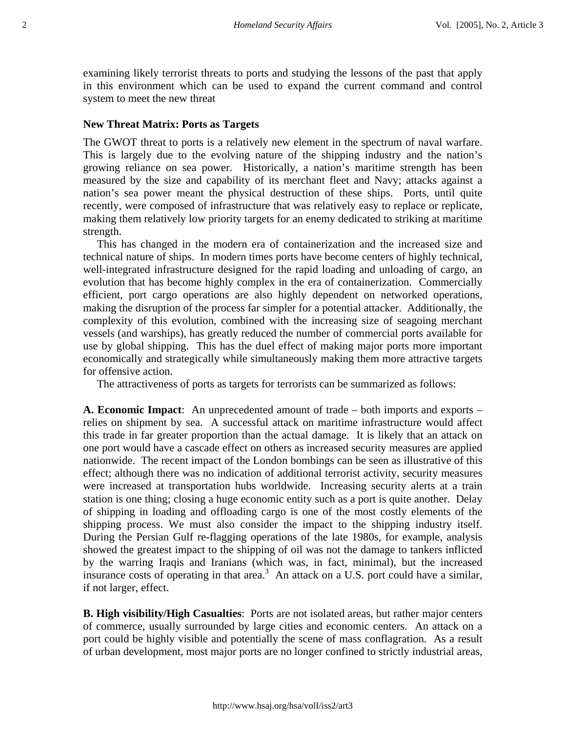examining likely terrorist threats to ports and studying the lessons of the past that apply in this environment which can be used to expand the current command and control system to meet the new threat

### New Threat Matrix: Ports as Targets

The GWOT threat to ports is a relatively new element in the spectrum of naval warfare. This is largely due to the evolving nature of the shipping industry and the nation's growing reliance on sea power. Historically, a nation's maritime strength has been measured by the size and capability of its merchant fleet and Navy; attacks against a nation's sea power meant the physical destruction of these ships. Ports, until quite recently, were composed of infrastructure that was relatively easy to replace or replicate, making them relatively low priority targets for an enemy dedicated to striking at maritime strength.

This has changed in the modern era of containerization and the increased size and technical nature of ships. In modern times ports have become centers of highly technical, well-integrated infrastructure designed for the rapid loading and unloading of cargo, an evolution that has become highly complex in the era of containerization. Commercially efficient, port cargo operations are also highly dependent on networked operations, making the disruption of the process far simpler for a potential attacker. Additionally, the complexity of this evolution, combined with the increasing size of seagoing merchant vessels (and warships), has greatly reduced the number of commercial ports available for use by global shipping. This has the duel effect of making major ports more important economically and strategically while simultaneously making them more attractive targets for offensive action.

The attractiveness of ports as targets for terrorists can be summarized as follows:

**A. Economic Impact**: An unprecedented amount of trade – both imports and exports – relies on shipment by sea. A successful attack on maritime infrastructure would affect this trade in far greater proportion than the actual damage. It is likely that an attack on one port would have a cascade effect on others as increased security measures are applied nationwide. The recent impact of the London bombings can be seen as illustrative of this effect; although there was no indication of additional terrorist activity, security measures were increased at transportation hubs worldwide. Increasing security alerts at a train station is one thing; closing a huge economic entity such as a port is quite another. Delay of shipping in loading and offloading cargo is one of the most costly elements of the shipping process. We must also consider the impact to the shipping industry itself. During the Persian Gulf re-flagging operations of the late 1980s, for example, analysis showed the greatest impact to the shipping of oil was not the damage to tankers inflicted by the warring Iraqis and Iranians (which was, in fact, minimal), but the increased insurance costs of operating in that area.[3] An attack on a U.S. port could have a similar, if not larger, effect.

**B. High visibility/High Casualties**: Ports are not isolated areas, but rather major centers of commerce, usually surrounded by large cities and economic centers. An attack on a port could be highly visible and potentially the scene of mass conflagration. As a result of urban development, most major ports are no longer confined to strictly industrial areas,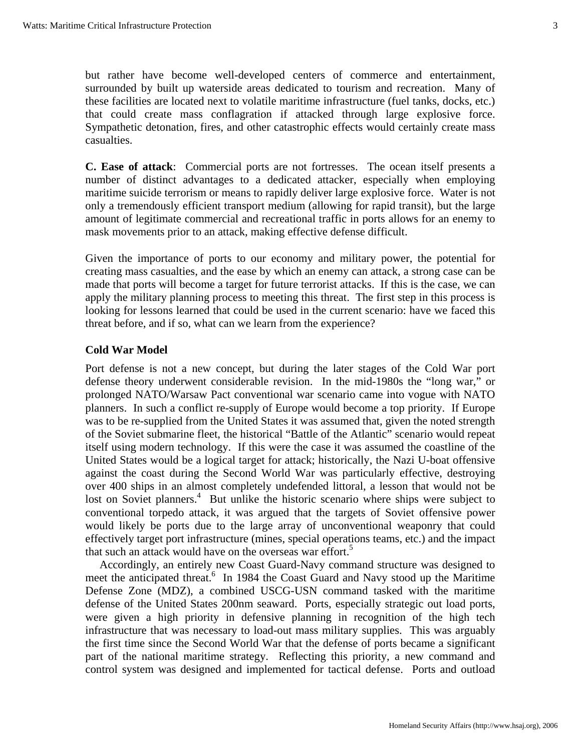but rather have become well-developed centers of commerce and entertainment, surrounded by built up waterside areas dedicated to tourism and recreation. Many of these facilities are located next to volatile maritime infrastructure (fuel tanks, docks, etc.) that could create mass conflagration if attacked through large explosive force. Sympathetic detonation, fires, and other catastrophic effects would certainly create mass casualties.

**C. Ease of attack**: Commercial ports are not fortresses. The ocean itself presents a number of distinct advantages to a dedicated attacker, especially when employing maritime suicide terrorism or means to rapidly deliver large explosive force. Water is not only a tremendously efficient transport medium (allowing for rapid transit), but the large amount of legitimate commercial and recreational traffic in ports allows for an enemy to mask movements prior to an attack, making effective defense difficult.

Given the importance of ports to our economy and military power, the potential for creating mass casualties, and the ease by which an enemy can attack, a strong case can be made that ports will become a target for future terrorist attacks. If this is the case, we can apply the military planning process to meeting this threat. The first step in this process is looking for lessons learned that could be used in the current scenario: have we faced this threat before, and if so, what can we learn from the experience?

### Cold War Model

Port defense is not a new concept, but during the later stages of the Cold War port defense theory underwent considerable revision. In the mid-1980s the "long war," or prolonged NATO/Warsaw Pact conventional war scenario came into vogue with NATO planners. In such a conflict re-supply of Europe would become a top priority. If Europe was to be re-supplied from the United States it was assumed that, given the noted strength of the Soviet submarine fleet, the historical "Battle of the Atlantic" scenario would repeat itself using modern technology. If this were the case it was assumed the coastline of the United States would be a logical target for attack; historically, the Nazi U-boat offensive against the coast during the Second World War was particularly effective, destroying over 400 ships in an almost completely undefended littoral, a lesson that would not be lost on Soviet planners.[4] But unlike the historic scenario where ships were subject to conventional torpedo attack, it was argued that the targets of Soviet offensive power would likely be ports due to the large array of unconventional weaponry that could effectively target port infrastructure (mines, special operations teams, etc.) and the impact that such an attack would have on the overseas war effort.[5]

Accordingly, an entirely new Coast Guard-Navy command structure was designed to meet the anticipated threat.[6] In 1984 the Coast Guard and Navy stood up the Maritime Defense Zone (MDZ), a combined USCG-USN command tasked with the maritime defense of the United States 200nm seaward. Ports, especially strategic out load ports, were given a high priority in defensive planning in recognition of the high tech infrastructure that was necessary to load-out mass military supplies. This was arguably the first time since the Second World War that the defense of ports became a significant part of the national maritime strategy. Reflecting this priority, a new command and control system was designed and implemented for tactical defense. Ports and outload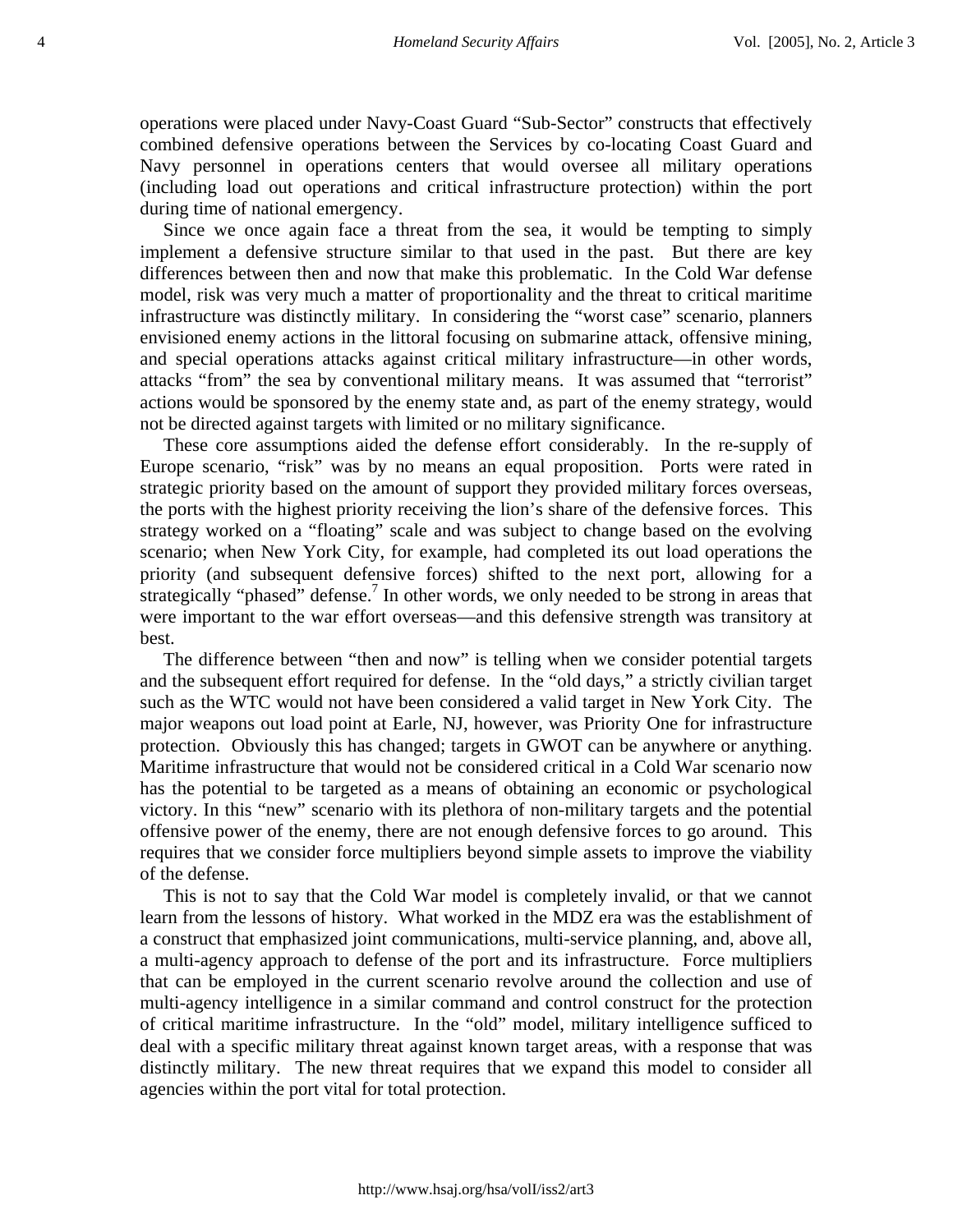operations were placed under Navy-Coast Guard "Sub-Sector" constructs that effectively combined defensive operations between the Services by co-locating Coast Guard and Navy personnel in operations centers that would oversee all military operations (including load out operations and critical infrastructure protection) within the port during time of national emergency.

Since we once again face a threat from the sea, it would be tempting to simply implement a defensive structure similar to that used in the past. But there are key differences between then and now that make this problematic. In the Cold War defense model, risk was very much a matter of proportionality and the threat to critical maritime infrastructure was distinctly military. In considering the "worst case" scenario, planners envisioned enemy actions in the littoral focusing on submarine attack, offensive mining, and special operations attacks against critical military infrastructure—in other words, attacks "from" the sea by conventional military means. It was assumed that "terrorist" actions would be sponsored by the enemy state and, as part of the enemy strategy, would not be directed against targets with limited or no military significance.

These core assumptions aided the defense effort considerably. In the re-supply of Europe scenario, "risk" was by no means an equal proposition. Ports were rated in strategic priority based on the amount of support they provided military forces overseas, the ports with the highest priority receiving the lion's share of the defensive forces. This strategy worked on a "floating" scale and was subject to change based on the evolving scenario; when New York City, for example, had completed its out load operations the priority (and subsequent defensive forces) shifted to the next port, allowing for a strategically "phased" defense.[7] In other words, we only needed to be strong in areas that were important to the war effort overseas—and this defensive strength was transitory at best.

The difference between "then and now" is telling when we consider potential targets and the subsequent effort required for defense. In the "old days," a strictly civilian target such as the WTC would not have been considered a valid target in New York City. The major weapons out load point at Earle, NJ, however, was Priority One for infrastructure protection. Obviously this has changed; targets in GWOT can be anywhere or anything. Maritime infrastructure that would not be considered critical in a Cold War scenario now has the potential to be targeted as a means of obtaining an economic or psychological victory. In this "new" scenario with its plethora of non-military targets and the potential offensive power of the enemy, there are not enough defensive forces to go around. This requires that we consider force multipliers beyond simple assets to improve the viability of the defense.

This is not to say that the Cold War model is completely invalid, or that we cannot learn from the lessons of history. What worked in the MDZ era was the establishment of a construct that emphasized joint communications, multi-service planning, and, above all, a multi-agency approach to defense of the port and its infrastructure. Force multipliers that can be employed in the current scenario revolve around the collection and use of multi-agency intelligence in a similar command and control construct for the protection of critical maritime infrastructure. In the "old" model, military intelligence sufficed to deal with a specific military threat against known target areas, with a response that was distinctly military. The new threat requires that we expand this model to consider all agencies within the port vital for total protection.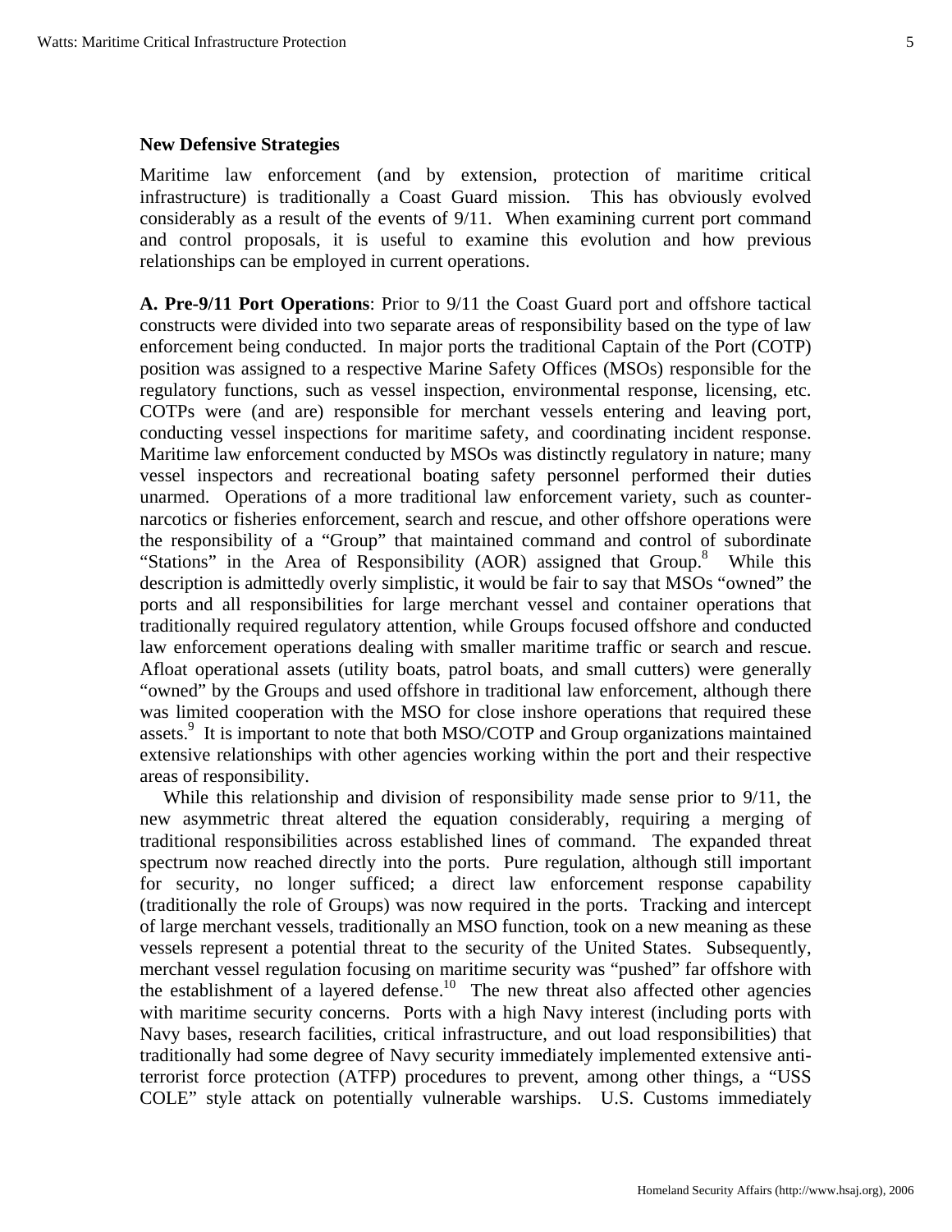### New Defensive Strategies

Maritime law enforcement (and by extension, protection of maritime critical infrastructure) is traditionally a Coast Guard mission. This has obviously evolved considerably as a result of the events of 9/11. When examining current port command and control proposals, it is useful to examine this evolution and how previous relationships can be employed in current operations.

**A. Pre-9/11 Port Operations**: Prior to 9/11 the Coast Guard port and offshore tactical constructs were divided into two separate areas of responsibility based on the type of law enforcement being conducted. In major ports the traditional Captain of the Port (COTP) position was assigned to a respective Marine Safety Offices (MSOs) responsible for the regulatory functions, such as vessel inspection, environmental response, licensing, etc. COTPs were (and are) responsible for merchant vessels entering and leaving port, conducting vessel inspections for maritime safety, and coordinating incident response. Maritime law enforcement conducted by MSOs was distinctly regulatory in nature; many vessel inspectors and recreational boating safety personnel performed their duties unarmed. Operations of a more traditional law enforcement variety, such as counter-narcotics or fisheries enforcement, search and rescue, and other offshore operations were the responsibility of a "Group" that maintained command and control of subordinate "Stations" in the Area of Responsibility (AOR) assigned that Group.[8] While this description is admittedly overly simplistic, it would be fair to say that MSOs "owned" the ports and all responsibilities for large merchant vessel and container operations that traditionally required regulatory attention, while Groups focused offshore and conducted law enforcement operations dealing with smaller maritime traffic or search and rescue. Afloat operational assets (utility boats, patrol boats, and small cutters) were generally "owned" by the Groups and used offshore in traditional law enforcement, although there was limited cooperation with the MSO for close inshore operations that required these assets.[9] It is important to note that both MSO/COTP and Group organizations maintained extensive relationships with other agencies working within the port and their respective areas of responsibility.

While this relationship and division of responsibility made sense prior to 9/11, the new asymmetric threat altered the equation considerably, requiring a merging of traditional responsibilities across established lines of command. The expanded threat spectrum now reached directly into the ports. Pure regulation, although still important for security, no longer sufficed; a direct law enforcement response capability (traditionally the role of Groups) was now required in the ports. Tracking and intercept of large merchant vessels, traditionally an MSO function, took on a new meaning as these vessels represent a potential threat to the security of the United States. Subsequently, merchant vessel regulation focusing on maritime security was "pushed" far offshore with the establishment of a layered defense.[10] The new threat also affected other agencies with maritime security concerns. Ports with a high Navy interest (including ports with Navy bases, research facilities, critical infrastructure, and out load responsibilities) that traditionally had some degree of Navy security immediately implemented extensive anti-terrorist force protection (ATFP) procedures to prevent, among other things, a "USS COLE" style attack on potentially vulnerable warships. U.S. Customs immediately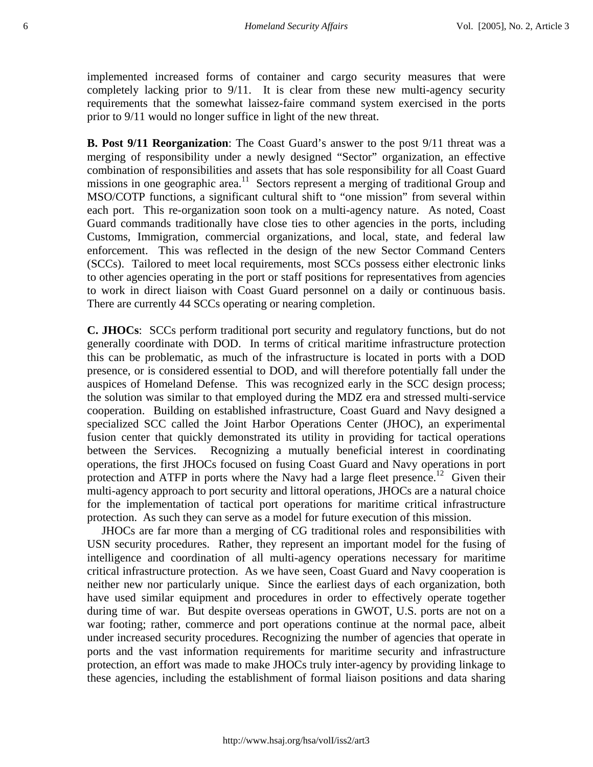implemented increased forms of container and cargo security measures that were completely lacking prior to 9/11. It is clear from these new multi-agency security requirements that the somewhat laissez-faire command system exercised in the ports prior to 9/11 would no longer suffice in light of the new threat.

**B. Post 9/11 Reorganization**: The Coast Guard's answer to the post 9/11 threat was a merging of responsibility under a newly designed "Sector" organization, an effective combination of responsibilities and assets that has sole responsibility for all Coast Guard missions in one geographic area.[11] Sectors represent a merging of traditional Group and MSO/COTP functions, a significant cultural shift to "one mission" from several within each port. This re-organization soon took on a multi-agency nature. As noted, Coast Guard commands traditionally have close ties to other agencies in the ports, including Customs, Immigration, commercial organizations, and local, state, and federal law enforcement. This was reflected in the design of the new Sector Command Centers (SCCs). Tailored to meet local requirements, most SCCs possess either electronic links to other agencies operating in the port or staff positions for representatives from agencies to work in direct liaison with Coast Guard personnel on a daily or continuous basis. There are currently 44 SCCs operating or nearing completion.

**C. JHOCs**: SCCs perform traditional port security and regulatory functions, but do not generally coordinate with DOD. In terms of critical maritime infrastructure protection this can be problematic, as much of the infrastructure is located in ports with a DOD presence, or is considered essential to DOD, and will therefore potentially fall under the auspices of Homeland Defense. This was recognized early in the SCC design process; the solution was similar to that employed during the MDZ era and stressed multi-service cooperation. Building on established infrastructure, Coast Guard and Navy designed a specialized SCC called the Joint Harbor Operations Center (JHOC), an experimental fusion center that quickly demonstrated its utility in providing for tactical operations between the Services. Recognizing a mutually beneficial interest in coordinating operations, the first JHOCs focused on fusing Coast Guard and Navy operations in port protection and ATFP in ports where the Navy had a large fleet presence.[12] Given their multi-agency approach to port security and littoral operations, JHOCs are a natural choice for the implementation of tactical port operations for maritime critical infrastructure protection. As such they can serve as a model for future execution of this mission.

JHOCs are far more than a merging of CG traditional roles and responsibilities with USN security procedures. Rather, they represent an important model for the fusing of intelligence and coordination of all multi-agency operations necessary for maritime critical infrastructure protection. As we have seen, Coast Guard and Navy cooperation is neither new nor particularly unique. Since the earliest days of each organization, both have used similar equipment and procedures in order to effectively operate together during time of war. But despite overseas operations in GWOT, U.S. ports are not on a war footing; rather, commerce and port operations continue at the normal pace, albeit under increased security procedures. Recognizing the number of agencies that operate in ports and the vast information requirements for maritime security and infrastructure protection, an effort was made to make JHOCs truly inter-agency by providing linkage to these agencies, including the establishment of formal liaison positions and data sharing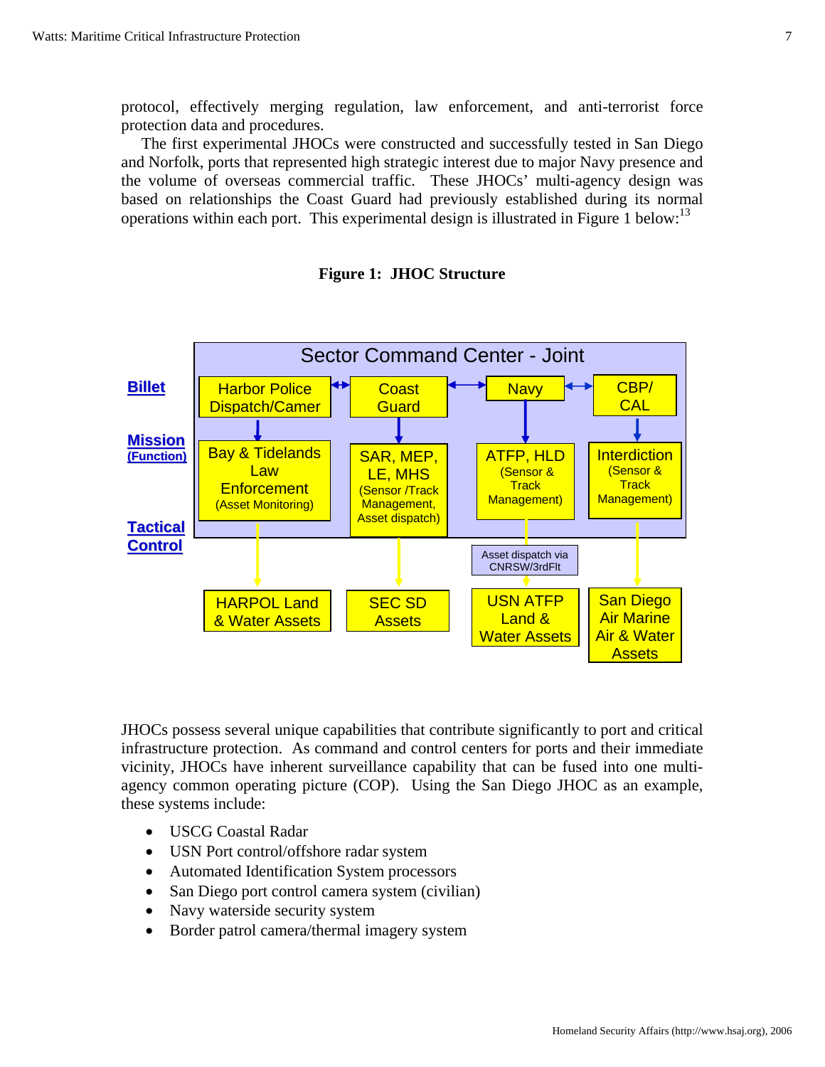protocol, effectively merging regulation, law enforcement, and anti-terrorist force protection data and procedures.

The first experimental JHOCs were constructed and successfully tested in San Diego and Norfolk, ports that represented high strategic interest due to major Navy presence and the volume of overseas commercial traffic. These JHOCs' multi-agency design was based on relationships the Coast Guard had previously established during its normal operations within each port. This experimental design is illustrated in Figure 1 below:[13]

**Figure 1: JHOC Structure**

Sector Command Center - Joint

| | | | | |
|---|---|---|---|---|
| **Billet** | Harbor Police Dispatch/Camer | Coast Guard | Navy | CBP/ CAL |
| **Mission (Function)** | Bay & Tidelands Law Enforcement (Asset Monitoring) | SAR, MEP, LE, MHS (Sensor /Track Management, Asset dispatch) | ATFP, HLD (Sensor & Track Management) | Interdiction (Sensor & Track Management) |
| **Tactical Control** | | | Asset dispatch via CNRSW/3rdFlt | |
| | HARPOL Land & Water Assets | SEC SD Assets | USN ATFP Land & Water Assets | San Diego Air Marine Air & Water Assets |

JHOCs possess several unique capabilities that contribute significantly to port and critical infrastructure protection. As command and control centers for ports and their immediate vicinity, JHOCs have inherent surveillance capability that can be fused into one multi-agency common operating picture (COP). Using the San Diego JHOC as an example, these systems include:

- USCG Coastal Radar
- USN Port control/offshore radar system
- Automated Identification System processors
- San Diego port control camera system (civilian)
- Navy waterside security system
- Border patrol camera/thermal imagery system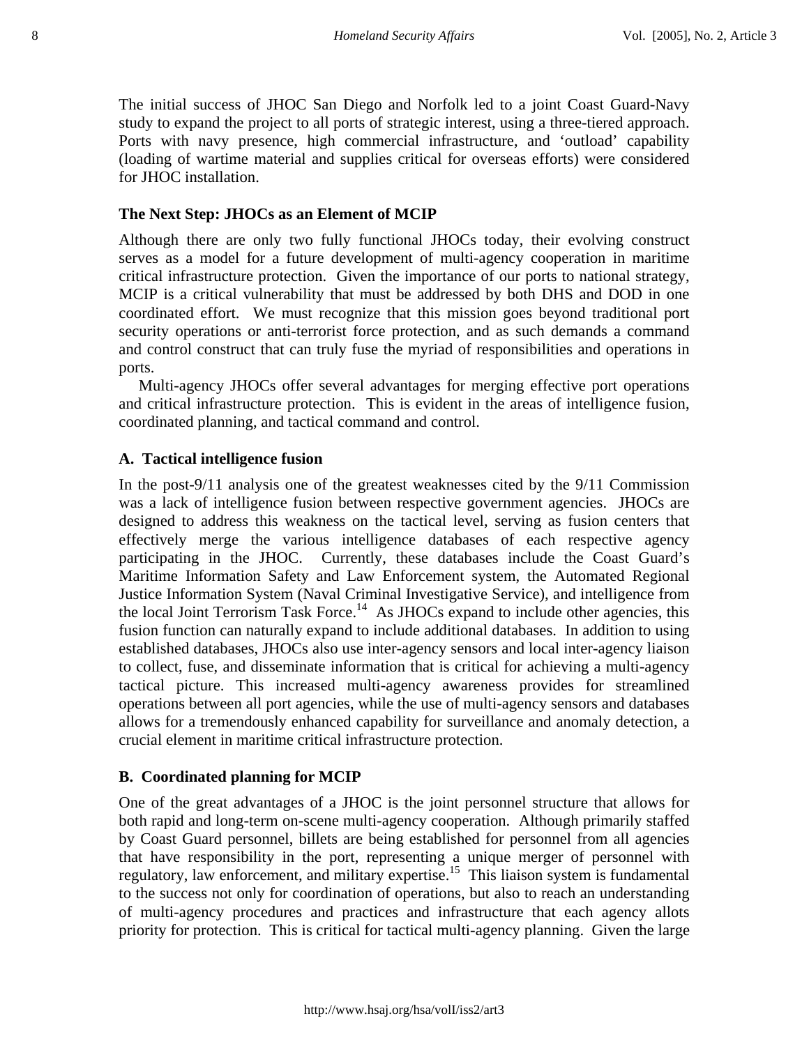The initial success of JHOC San Diego and Norfolk led to a joint Coast Guard-Navy study to expand the project to all ports of strategic interest, using a three-tiered approach. Ports with navy presence, high commercial infrastructure, and 'outload' capability (loading of wartime material and supplies critical for overseas efforts) were considered for JHOC installation.

### The Next Step: JHOCs as an Element of MCIP

Although there are only two fully functional JHOCs today, their evolving construct serves as a model for a future development of multi-agency cooperation in maritime critical infrastructure protection. Given the importance of our ports to national strategy, MCIP is a critical vulnerability that must be addressed by both DHS and DOD in one coordinated effort. We must recognize that this mission goes beyond traditional port security operations or anti-terrorist force protection, and as such demands a command and control construct that can truly fuse the myriad of responsibilities and operations in ports.

Multi-agency JHOCs offer several advantages for merging effective port operations and critical infrastructure protection. This is evident in the areas of intelligence fusion, coordinated planning, and tactical command and control.

### A. Tactical intelligence fusion

In the post-9/11 analysis one of the greatest weaknesses cited by the 9/11 Commission was a lack of intelligence fusion between respective government agencies. JHOCs are designed to address this weakness on the tactical level, serving as fusion centers that effectively merge the various intelligence databases of each respective agency participating in the JHOC. Currently, these databases include the Coast Guard's Maritime Information Safety and Law Enforcement system, the Automated Regional Justice Information System (Naval Criminal Investigative Service), and intelligence from the local Joint Terrorism Task Force.[14] As JHOCs expand to include other agencies, this fusion function can naturally expand to include additional databases. In addition to using established databases, JHOCs also use inter-agency sensors and local inter-agency liaison to collect, fuse, and disseminate information that is critical for achieving a multi-agency tactical picture. This increased multi-agency awareness provides for streamlined operations between all port agencies, while the use of multi-agency sensors and databases allows for a tremendously enhanced capability for surveillance and anomaly detection, a crucial element in maritime critical infrastructure protection.

### B. Coordinated planning for MCIP

One of the great advantages of a JHOC is the joint personnel structure that allows for both rapid and long-term on-scene multi-agency cooperation. Although primarily staffed by Coast Guard personnel, billets are being established for personnel from all agencies that have responsibility in the port, representing a unique merger of personnel with regulatory, law enforcement, and military expertise.[15] This liaison system is fundamental to the success not only for coordination of operations, but also to reach an understanding of multi-agency procedures and practices and infrastructure that each agency allots priority for protection. This is critical for tactical multi-agency planning. Given the large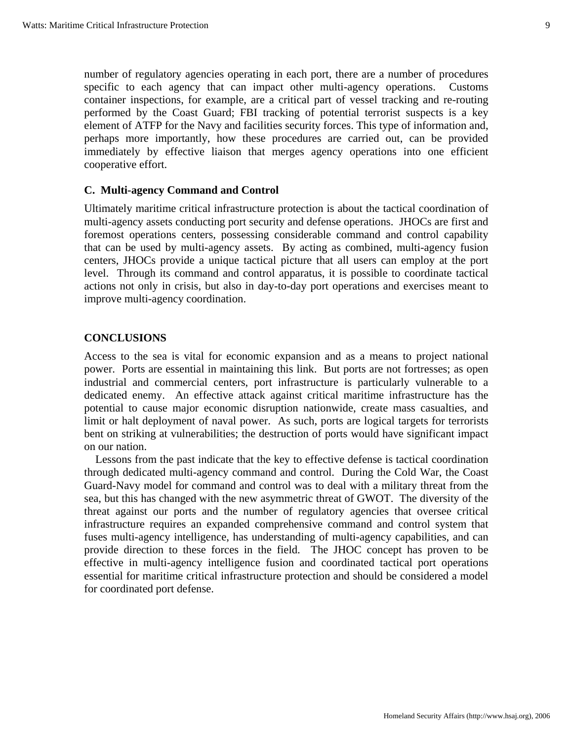number of regulatory agencies operating in each port, there are a number of procedures specific to each agency that can impact other multi-agency operations. Customs container inspections, for example, are a critical part of vessel tracking and re-routing performed by the Coast Guard; FBI tracking of potential terrorist suspects is a key element of ATFP for the Navy and facilities security forces. This type of information and, perhaps more importantly, how these procedures are carried out, can be provided immediately by effective liaison that merges agency operations into one efficient cooperative effort.

### C. Multi-agency Command and Control

Ultimately maritime critical infrastructure protection is about the tactical coordination of multi-agency assets conducting port security and defense operations. JHOCs are first and foremost operations centers, possessing considerable command and control capability that can be used by multi-agency assets. By acting as combined, multi-agency fusion centers, JHOCs provide a unique tactical picture that all users can employ at the port level. Through its command and control apparatus, it is possible to coordinate tactical actions not only in crisis, but also in day-to-day port operations and exercises meant to improve multi-agency coordination.

## CONCLUSIONS

Access to the sea is vital for economic expansion and as a means to project national power. Ports are essential in maintaining this link. But ports are not fortresses; as open industrial and commercial centers, port infrastructure is particularly vulnerable to a dedicated enemy. An effective attack against critical maritime infrastructure has the potential to cause major economic disruption nationwide, create mass casualties, and limit or halt deployment of naval power. As such, ports are logical targets for terrorists bent on striking at vulnerabilities; the destruction of ports would have significant impact on our nation.

Lessons from the past indicate that the key to effective defense is tactical coordination through dedicated multi-agency command and control. During the Cold War, the Coast Guard-Navy model for command and control was to deal with a military threat from the sea, but this has changed with the new asymmetric threat of GWOT. The diversity of the threat against our ports and the number of regulatory agencies that oversee critical infrastructure requires an expanded comprehensive command and control system that fuses multi-agency intelligence, has understanding of multi-agency capabilities, and can provide direction to these forces in the field. The JHOC concept has proven to be effective in multi-agency intelligence fusion and coordinated tactical port operations essential for maritime critical infrastructure protection and should be considered a model for coordinated port defense.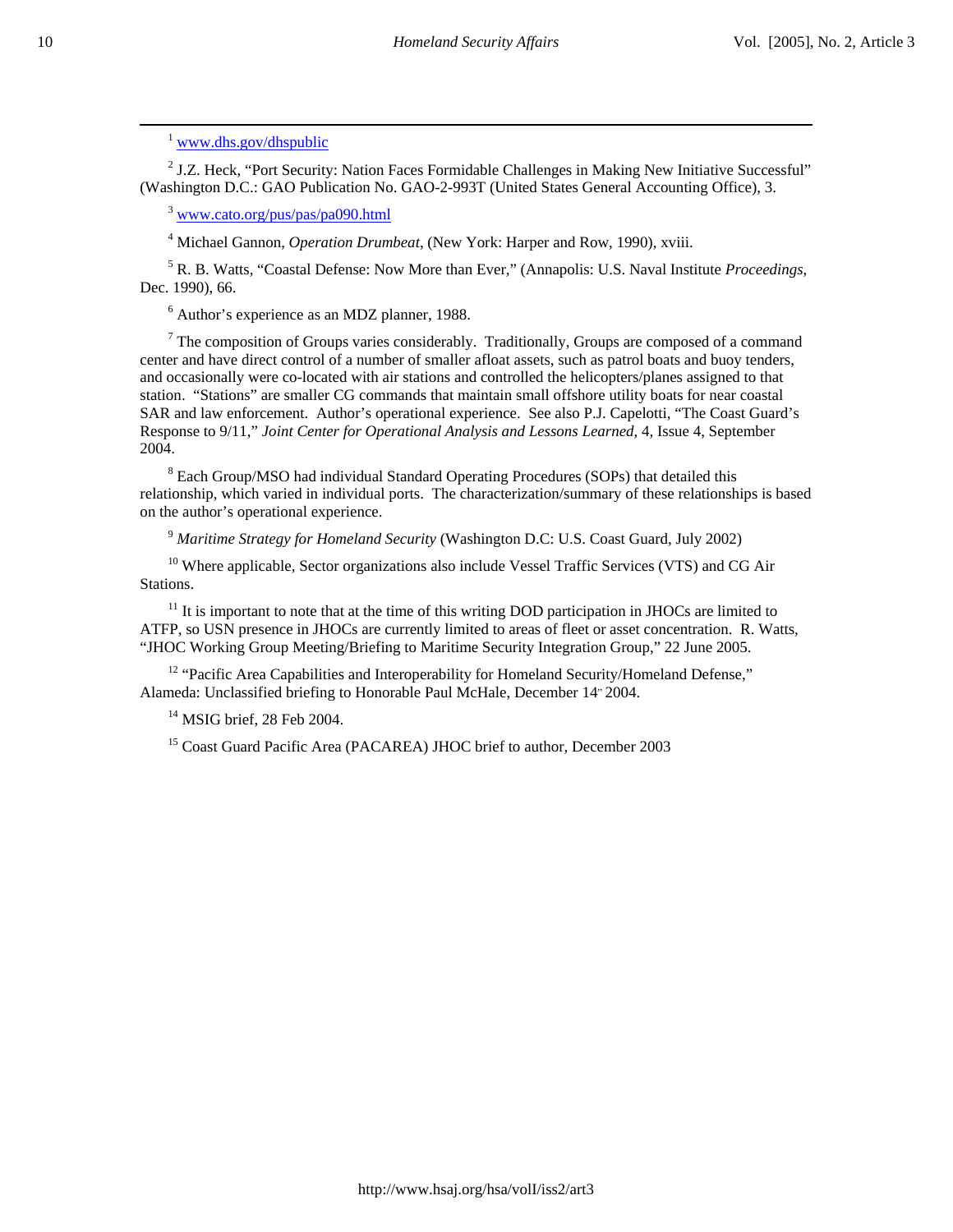[1] www.dhs.gov/dhspublic

[2] J.Z. Heck, "Port Security: Nation Faces Formidable Challenges in Making New Initiative Successful" (Washington D.C.: GAO Publication No. GAO-2-993T (United States General Accounting Office), 3.

[3] www.cato.org/pus/pas/pa090.html

[4] Michael Gannon, *Operation Drumbeat*, (New York: Harper and Row, 1990), xviii.

[5] R. B. Watts, "Coastal Defense: Now More than Ever," (Annapolis: U.S. Naval Institute *Proceedings*, Dec. 1990), 66.

[6] Author's experience as an MDZ planner, 1988.

[7] The composition of Groups varies considerably. Traditionally, Groups are composed of a command center and have direct control of a number of smaller afloat assets, such as patrol boats and buoy tenders, and occasionally were co-located with air stations and controlled the helicopters/planes assigned to that station. "Stations" are smaller CG commands that maintain small offshore utility boats for near coastal SAR and law enforcement. Author's operational experience. See also P.J. Capelotti, "The Coast Guard's Response to 9/11," *Joint Center for Operational Analysis and Lessons Learned*, 4, Issue 4, September 2004.

[8] Each Group/MSO had individual Standard Operating Procedures (SOPs) that detailed this relationship, which varied in individual ports. The characterization/summary of these relationships is based on the author's operational experience.

[9] *Maritime Strategy for Homeland Security* (Washington D.C: U.S. Coast Guard, July 2002)

[10] Where applicable, Sector organizations also include Vessel Traffic Services (VTS) and CG Air Stations.

[11] It is important to note that at the time of this writing DOD participation in JHOCs are limited to ATFP, so USN presence in JHOCs are currently limited to areas of fleet or asset concentration. R. Watts, "JHOC Working Group Meeting/Briefing to Maritime Security Integration Group," 22 June 2005.

[12] "Pacific Area Capabilities and Interoperability for Homeland Security/Homeland Defense," Alameda: Unclassified briefing to Honorable Paul McHale, December 14" 2004.

[14] MSIG brief, 28 Feb 2004.

[15] Coast Guard Pacific Area (PACAREA) JHOC brief to author, December 2003